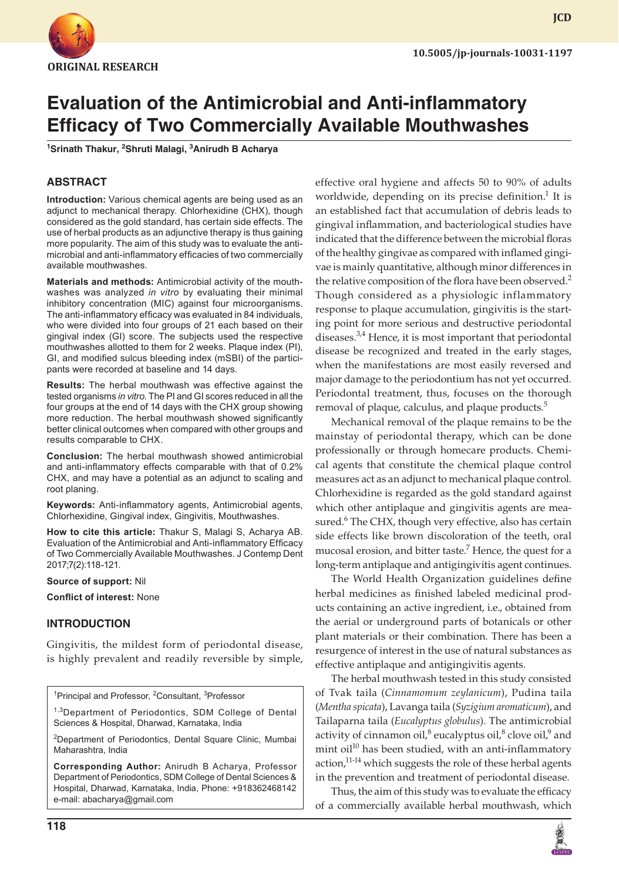ORIGINAL RESEARCH

10.5005/jp-journals-10031-1197

# Evaluation of the Antimicrobial and Anti-inflammatory Efficacy of Two Commercially Available Mouthwashes

[1]Srinath Thakur, [2]Shruti Malagi, [3]Anirudh B Acharya

## ABSTRACT

**Introduction:** Various chemical agents are being used as an adjunct to mechanical therapy. Chlorhexidine (CHX), though considered as the gold standard, has certain side effects. The use of herbal products as an adjunctive therapy is thus gaining more popularity. The aim of this study was to evaluate the antimicrobial and anti-inflammatory efficacies of two commercially available mouthwashes.

**Materials and methods:** Antimicrobial activity of the mouthwashes was analyzed *in vitro* by evaluating their minimal inhibitory concentration (MIC) against four microorganisms. The anti-inflammatory efficacy was evaluated in 84 individuals, who were divided into four groups of 21 each based on their gingival index (GI) score. The subjects used the respective mouthwashes allotted to them for 2 weeks. Plaque index (PI), GI, and modified sulcus bleeding index (mSBI) of the participants were recorded at baseline and 14 days.

**Results:** The herbal mouthwash was effective against the tested organisms *in vitro*. The PI and GI scores reduced in all the four groups at the end of 14 days with the CHX group showing more reduction. The herbal mouthwash showed significantly better clinical outcomes when compared with other groups and results comparable to CHX.

**Conclusion:** The herbal mouthwash showed antimicrobial and anti-inflammatory effects comparable with that of 0.2% CHX, and may have a potential as an adjunct to scaling and root planing.

**Keywords:** Anti-inflammatory agents, Antimicrobial agents, Chlorhexidine, Gingival index, Gingivitis, Mouthwashes.

**How to cite this article:** Thakur S, Malagi S, Acharya AB. Evaluation of the Antimicrobial and Anti-inflammatory Efficacy of Two Commercially Available Mouthwashes. J Contemp Dent 2017;7(2):118-121.

**Source of support:** Nil

**Conflict of interest:** None

## INTRODUCTION

Gingivitis, the mildest form of periodontal disease, is highly prevalent and readily reversible by simple, effective oral hygiene and affects 50 to 90% of adults worldwide, depending on its precise definition.[1] It is an established fact that accumulation of debris leads to gingival inflammation, and bacteriological studies have indicated that the difference between the microbial floras of the healthy gingivae as compared with inflamed gingivae is mainly quantitative, although minor differences in the relative composition of the flora have been observed.[2] Though considered as a physiologic inflammatory response to plaque accumulation, gingivitis is the starting point for more serious and destructive periodontal diseases.[3,4] Hence, it is most important that periodontal disease be recognized and treated in the early stages, when the manifestations are most easily reversed and major damage to the periodontium has not yet occurred. Periodontal treatment, thus, focuses on the thorough removal of plaque, calculus, and plaque products.[5]

Mechanical removal of the plaque remains to be the mainstay of periodontal therapy, which can be done professionally or through homecare products. Chemical agents that constitute the chemical plaque control measures act as an adjunct to mechanical plaque control. Chlorhexidine is regarded as the gold standard against which other antiplaque and gingivitis agents are measured.[6] The CHX, though very effective, also has certain side effects like brown discoloration of the teeth, oral mucosal erosion, and bitter taste.[7] Hence, the quest for a long-term antiplaque and antigingivitis agent continues.

The World Health Organization guidelines define herbal medicines as finished labeled medicinal products containing an active ingredient, i.e., obtained from the aerial or underground parts of botanicals or other plant materials or their combination. There has been a resurgence of interest in the use of natural substances as effective antiplaque and antigingivitis agents.

The herbal mouthwash tested in this study consisted of Tvak taila (*Cinnamomum zeylanicum*), Pudina taila (*Mentha spicata*), Lavanga taila (*Syzigium aromaticum*), and Tailaparna taila (*Eucalyptus globulus*). The antimicrobial activity of cinnamon oil,[8] eucalyptus oil,[8] clove oil,[9] and mint oil[10] has been studied, with an anti-inflammatory action,[11-14] which suggests the role of these herbal agents in the prevention and treatment of periodontal disease.

Thus, the aim of this study was to evaluate the efficacy of a commercially available herbal mouthwash, which

---

[1]Principal and Professor, [2]Consultant, [3]Professor

[1,3]Department of Periodontics, SDM College of Dental Sciences & Hospital, Dharwad, Karnataka, India

[2]Department of Periodontics, Dental Square Clinic, Mumbai Maharashtra, India

**Corresponding Author:** Anirudh B Acharya, Professor Department of Periodontics, SDM College of Dental Sciences & Hospital, Dharwad, Karnataka, India, Phone: +918362468142 e-mail: abacharya@gmail.com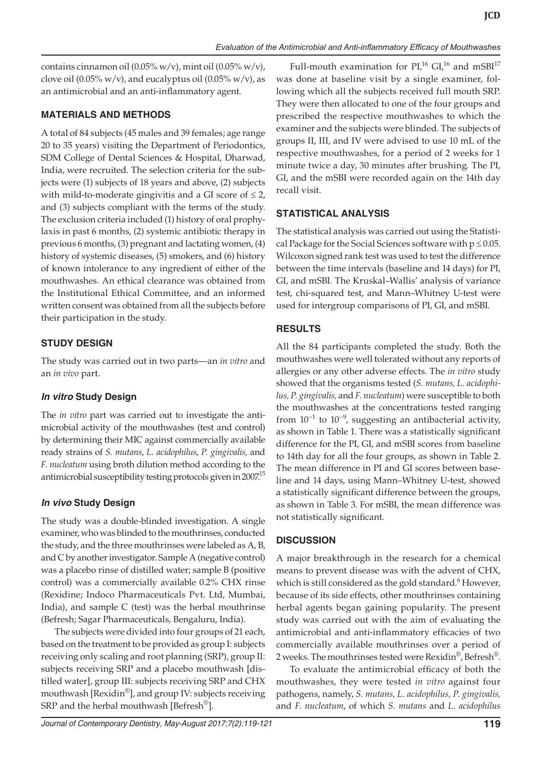contains cinnamon oil (0.05% w/v), mint oil (0.05% w/v), clove oil (0.05% w/v), and eucalyptus oil (0.05% w/v), as an antimicrobial and an anti-inflammatory agent.

## MATERIALS AND METHODS

A total of 84 subjects (45 males and 39 females; age range 20 to 35 years) visiting the Department of Periodontics, SDM College of Dental Sciences & Hospital, Dharwad, India, were recruited. The selection criteria for the subjects were (1) subjects of 18 years and above, (2) subjects with mild-to-moderate gingivitis and a GI score of ≤ 2, and (3) subjects compliant with the terms of the study. The exclusion criteria included (1) history of oral prophylaxis in past 6 months, (2) systemic antibiotic therapy in previous 6 months, (3) pregnant and lactating women, (4) history of systemic diseases, (5) smokers, and (6) history of known intolerance to any ingredient of either of the mouthwashes. An ethical clearance was obtained from the Institutional Ethical Committee, and an informed written consent was obtained from all the subjects before their participation in the study.

## STUDY DESIGN

The study was carried out in two parts—an *in vitro* and an *in vivo* part.

### *In vitro* Study Design

The *in vitro* part was carried out to investigate the antimicrobial activity of the mouthwashes (test and control) by determining their MIC against commercially available ready strains of *S. mutans*, *L. acidophilus*, *P. gingivalis,* and *F. nucleatum* using broth dilution method according to the antimicrobial susceptibility testing protocols given in 2007.[15]

### *In vivo* Study Design

The study was a double-blinded investigation. A single examiner, who was blinded to the mouthrinses, conducted the study, and the three mouthrinses were labeled as A, B, and C by another investigator. Sample A (negative control) was a placebo rinse of distilled water; sample B (positive control) was a commercially available 0.2% CHX rinse (Rexidine; Indoco Pharmaceuticals Pvt. Ltd, Mumbai, India), and sample C (test) was the herbal mouthrinse (Befresh; Sagar Pharmaceuticals, Bengaluru, India).

The subjects were divided into four groups of 21 each, based on the treatment to be provided as group I: subjects receiving only scaling and root planning (SRP), group II: subjects receiving SRP and a placebo mouthwash [distilled water], group III: subjects receiving SRP and CHX mouthwash [Rexidin®], and group IV: subjects receiving SRP and the herbal mouthwash [Befresh®].

Full-mouth examination for PI,[16] GI,[16] and mSBI[17] was done at baseline visit by a single examiner, following which all the subjects received full mouth SRP. They were then allocated to one of the four groups and prescribed the respective mouthwashes to which the examiner and the subjects were blinded. The subjects of groups II, III, and IV were advised to use 10 mL of the respective mouthwashes, for a period of 2 weeks for 1 minute twice a day, 30 minutes after brushing. The PI, GI, and the mSBI were recorded again on the 14th day recall visit.

## STATISTICAL ANALYSIS

The statistical analysis was carried out using the Statistical Package for the Social Sciences software with $p \leq 0.05$. Wilcoxon signed rank test was used to test the difference between the time intervals (baseline and 14 days) for PI, GI, and mSBI. The Kruskal–Wallis' analysis of variance test, chi-squared test, and Mann–Whitney U-test were used for intergroup comparisons of PI, GI, and mSBI.

## RESULTS

All the 84 participants completed the study. Both the mouthwashes were well tolerated without any reports of allergies or any other adverse effects. The *in vitro* study showed that the organisms tested (*S. mutans, L. acidophilus, P. gingivalis,* and *F. nucleatum*) were susceptible to both the mouthwashes at the concentrations tested ranging from $10^{-1}$ to $10^{-9}$, suggesting an antibacterial activity, as shown in Table 1. There was a statistically significant difference for the PI, GI, and mSBI scores from baseline to 14th day for all the four groups, as shown in Table 2. The mean difference in PI and GI scores between baseline and 14 days, using Mann–Whitney U-test, showed a statistically significant difference between the groups, as shown in Table 3. For mSBI, the mean difference was not statistically significant.

## DISCUSSION

A major breakthrough in the research for a chemical means to prevent disease was with the advent of CHX, which is still considered as the gold standard.[6] However, because of its side effects, other mouthwashes containing herbal agents began gaining popularity. The present study was carried out with the aim of evaluating the antimicrobial and anti-inflammatory efficacies of two commercially available mouthrinses over a period of 2 weeks. The mouthrinses tested were Rexidin®, Befresh®.

To evaluate the antimicrobial efficacy of both the mouthwashes, they were tested *in vitro* against four pathogens, namely, *S. mutans, L. acidophilus, P. gingivalis,* and *F. nucleatum*, of which *S. mutans* and *L. acidophilus*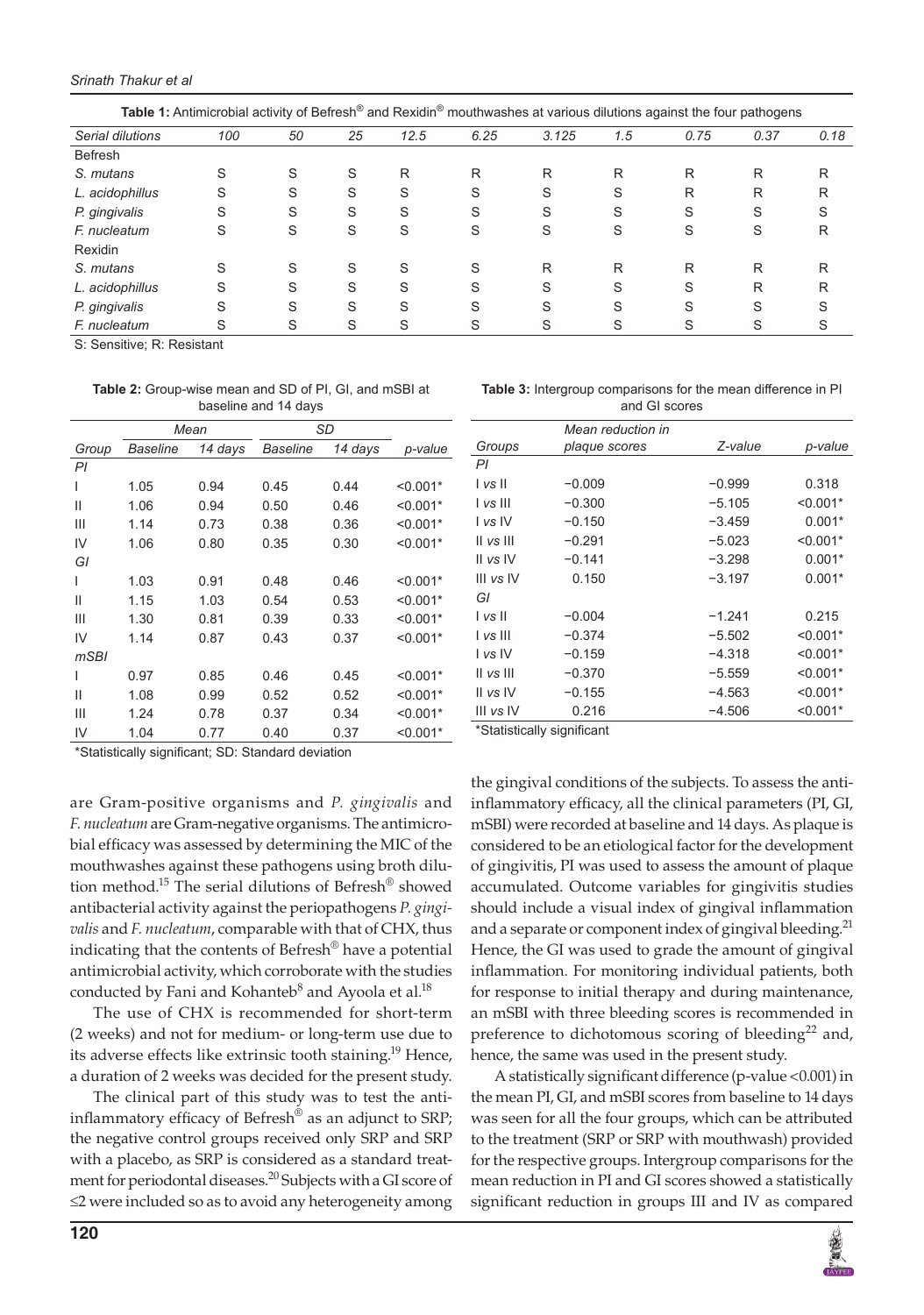**Table 1:** Antimicrobial activity of Befresh® and Rexidin® mouthwashes at various dilutions against the four pathogens

| *Serial dilutions* | *100* | *50* | *25* | *12.5* | *6.25* | *3.125* | *1.5* | *0.75* | *0.37* | *0.18* |
|---|---|---|---|---|---|---|---|---|---|---|
| Befresh | | | | | | | | | | |
| *S. mutans* | S | S | S | R | R | R | R | R | R | R |
| *L. acidophillus* | S | S | S | S | S | S | S | R | R | R |
| *P. gingivalis* | S | S | S | S | S | S | S | S | S | S |
| *F. nucleatum* | S | S | S | S | S | S | S | S | S | R |
| Rexidin | | | | | | | | | | |
| *S. mutans* | S | S | S | S | S | R | R | R | R | R |
| *L. acidophillus* | S | S | S | S | S | S | S | S | R | R |
| *P. gingivalis* | S | S | S | S | S | S | S | S | S | S |
| *F. nucleatum* | S | S | S | S | S | S | S | S | S | S |

S: Sensitive; R: Resistant

**Table 2:** Group-wise mean and SD of PI, GI, and mSBI at baseline and 14 days

| | *Mean* | | *SD* | | |
|---|---|---|---|---|---|
| *Group* | *Baseline* | *14 days* | *Baseline* | *14 days* | *p-value* |
| *PI* | | | | | |
| I | 1.05 | 0.94 | 0.45 | 0.44 | <0.001* |
| II | 1.06 | 0.94 | 0.50 | 0.46 | <0.001* |
| III | 1.14 | 0.73 | 0.38 | 0.36 | <0.001* |
| IV | 1.06 | 0.80 | 0.35 | 0.30 | <0.001* |
| *GI* | | | | | |
| I | 1.03 | 0.91 | 0.48 | 0.46 | <0.001* |
| II | 1.15 | 1.03 | 0.54 | 0.53 | <0.001* |
| III | 1.30 | 0.81 | 0.39 | 0.33 | <0.001* |
| IV | 1.14 | 0.87 | 0.43 | 0.37 | <0.001* |
| *mSBI* | | | | | |
| I | 0.97 | 0.85 | 0.46 | 0.45 | <0.001* |
| II | 1.08 | 0.99 | 0.52 | 0.52 | <0.001* |
| III | 1.24 | 0.78 | 0.37 | 0.34 | <0.001* |
| IV | 1.04 | 0.77 | 0.40 | 0.37 | <0.001* |

*Statistically significant; SD: Standard deviation

**Table 3:** Intergroup comparisons for the mean difference in PI and GI scores

| *Groups* | *Mean reduction in plaque scores* | *Z-value* | *p-value* |
|---|---|---|---|
| *PI* | | | |
| I *vs* II | −0.009 | −0.999 | 0.318 |
| I *vs* III | −0.300 | −5.105 | <0.001* |
| I *vs* IV | −0.150 | −3.459 | 0.001* |
| II *vs* III | −0.291 | −5.023 | <0.001* |
| II *vs* IV | −0.141 | −3.298 | 0.001* |
| III *vs* IV | 0.150 | −3.197 | 0.001* |
| *GI* | | | |
| I *vs* II | −0.004 | −1.241 | 0.215 |
| I *vs* III | −0.374 | −5.502 | <0.001* |
| I *vs* IV | −0.159 | −4.318 | <0.001* |
| II *vs* III | −0.370 | −5.559 | <0.001* |
| II *vs* IV | −0.155 | −4.563 | <0.001* |
| III *vs* IV | 0.216 | −4.506 | <0.001* |

*Statistically significant

are Gram-positive organisms and *P. gingivalis* and *F. nucleatum* are Gram-negative organisms. The antimicrobial efficacy was assessed by determining the MIC of the mouthwashes against these pathogens using broth dilution method.[15] The serial dilutions of Befresh® showed antibacterial activity against the periopathogens *P. gingivalis* and *F. nucleatum*, comparable with that of CHX, thus indicating that the contents of Befresh® have a potential antimicrobial activity, which corroborate with the studies conducted by Fani and Kohanteb[8] and Ayoola et al.[18]

The use of CHX is recommended for short-term (2 weeks) and not for medium- or long-term use due to its adverse effects like extrinsic tooth staining.[19] Hence, a duration of 2 weeks was decided for the present study.

The clinical part of this study was to test the anti-inflammatory efficacy of Befresh® as an adjunct to SRP; the negative control groups received only SRP and SRP with a placebo, as SRP is considered as a standard treatment for periodontal diseases.[20] Subjects with a GI score of ≤2 were included so as to avoid any heterogeneity among the gingival conditions of the subjects. To assess the anti-inflammatory efficacy, all the clinical parameters (PI, GI, mSBI) were recorded at baseline and 14 days. As plaque is considered to be an etiological factor for the development of gingivitis, PI was used to assess the amount of plaque accumulated. Outcome variables for gingivitis studies should include a visual index of gingival inflammation and a separate or component index of gingival bleeding.[21] Hence, the GI was used to grade the amount of gingival inflammation. For monitoring individual patients, both for response to initial therapy and during maintenance, an mSBI with three bleeding scores is recommended in preference to dichotomous scoring of bleeding[22] and, hence, the same was used in the present study.

A statistically significant difference (p-value <0.001) in the mean PI, GI, and mSBI scores from baseline to 14 days was seen for all the four groups, which can be attributed to the treatment (SRP or SRP with mouthwash) provided for the respective groups. Intergroup comparisons for the mean reduction in PI and GI scores showed a statistically significant reduction in groups III and IV as compared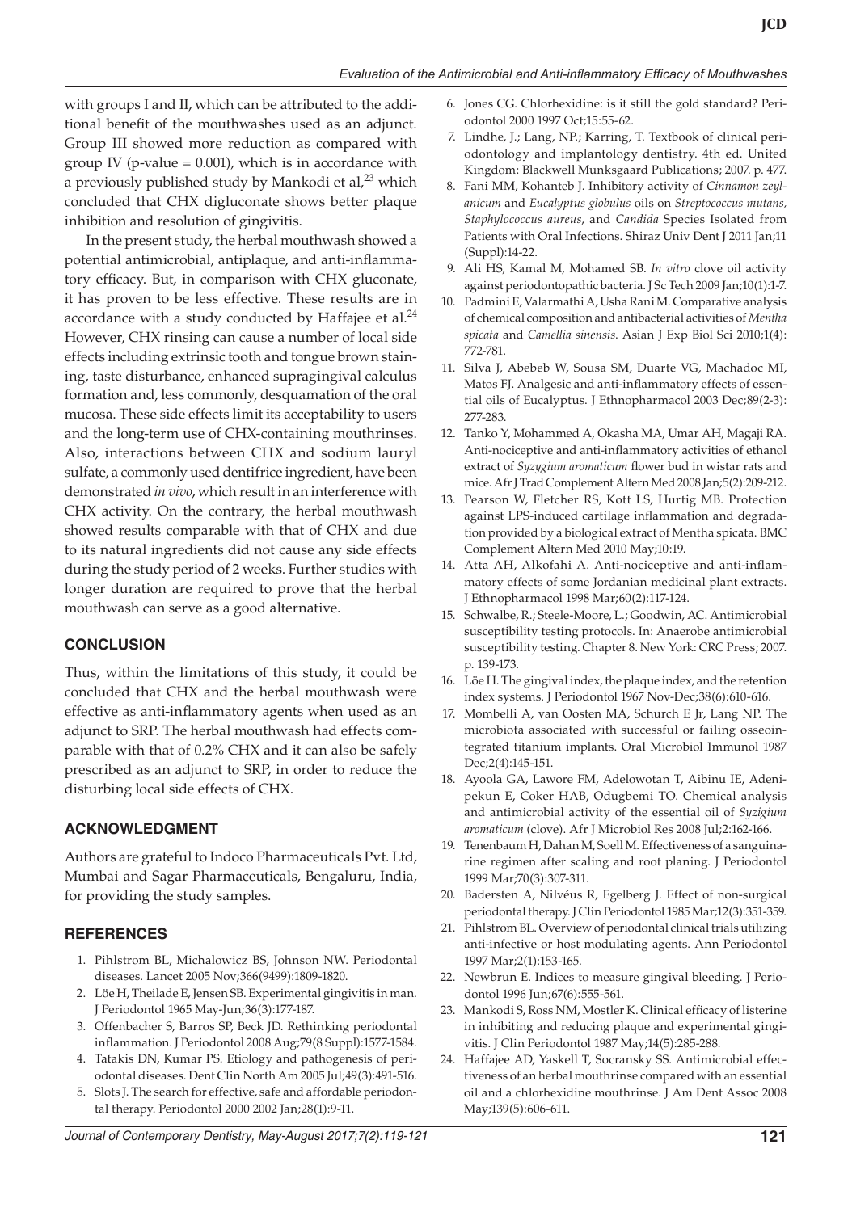with groups I and II, which can be attributed to the additional benefit of the mouthwashes used as an adjunct. Group III showed more reduction as compared with group IV (p-value = 0.001), which is in accordance with a previously published study by Mankodi et al,[23] which concluded that CHX digluconate shows better plaque inhibition and resolution of gingivitis.

In the present study, the herbal mouthwash showed a potential antimicrobial, antiplaque, and anti-inflammatory efficacy. But, in comparison with CHX gluconate, it has proven to be less effective. These results are in accordance with a study conducted by Haffajee et al.[24] However, CHX rinsing can cause a number of local side effects including extrinsic tooth and tongue brown staining, taste disturbance, enhanced supragingival calculus formation and, less commonly, desquamation of the oral mucosa. These side effects limit its acceptability to users and the long-term use of CHX-containing mouthrinses. Also, interactions between CHX and sodium lauryl sulfate, a commonly used dentifrice ingredient, have been demonstrated *in vivo*, which result in an interference with CHX activity. On the contrary, the herbal mouthwash showed results comparable with that of CHX and due to its natural ingredients did not cause any side effects during the study period of 2 weeks. Further studies with longer duration are required to prove that the herbal mouthwash can serve as a good alternative.

## CONCLUSION

Thus, within the limitations of this study, it could be concluded that CHX and the herbal mouthwash were effective as anti-inflammatory agents when used as an adjunct to SRP. The herbal mouthwash had effects comparable with that of 0.2% CHX and it can also be safely prescribed as an adjunct to SRP, in order to reduce the disturbing local side effects of CHX.

## ACKNOWLEDGMENT

Authors are grateful to Indoco Pharmaceuticals Pvt. Ltd, Mumbai and Sagar Pharmaceuticals, Bengaluru, India, for providing the study samples.

## REFERENCES

1. Pihlstrom BL, Michalowicz BS, Johnson NW. Periodontal diseases. Lancet 2005 Nov;366(9499):1809-1820.
2. Löe H, Theilade E, Jensen SB. Experimental gingivitis in man. J Periodontol 1965 May-Jun;36(3):177-187.
3. Offenbacher S, Barros SP, Beck JD. Rethinking periodontal inflammation. J Periodontol 2008 Aug;79(8 Suppl):1577-1584.
4. Tatakis DN, Kumar PS. Etiology and pathogenesis of periodontal diseases. Dent Clin North Am 2005 Jul;49(3):491-516.
5. Slots J. The search for effective, safe and affordable periodontal therapy. Periodontol 2000 2002 Jan;28(1):9-11.
6. Jones CG. Chlorhexidine: is it still the gold standard? Periodontol 2000 1997 Oct;15:55-62.
7. Lindhe, J.; Lang, NP.; Karring, T. Textbook of clinical periodontology and implantology dentistry. 4th ed. United Kingdom: Blackwell Munksgaard Publications; 2007. p. 477.
8. Fani MM, Kohanteb J. Inhibitory activity of *Cinnamon zeylanicum* and *Eucalyptus globulus* oils on *Streptococcus mutans, Staphylococcus aureus*, and *Candida* Species Isolated from Patients with Oral Infections. Shiraz Univ Dent J 2011 Jan;11 (Suppl):14-22.
9. Ali HS, Kamal M, Mohamed SB. *In vitro* clove oil activity against periodontopathic bacteria. J Sc Tech 2009 Jan;10(1):1-7.
10. Padmini E, Valarmathi A, Usha Rani M. Comparative analysis of chemical composition and antibacterial activities of *Mentha spicata* and *Camellia sinensis*. Asian J Exp Biol Sci 2010;1(4): 772-781.
11. Silva J, Abebeb W, Sousa SM, Duarte VG, Machadoc MI, Matos FJ. Analgesic and anti-inflammatory effects of essential oils of Eucalyptus. J Ethnopharmacol 2003 Dec;89(2-3): 277-283.
12. Tanko Y, Mohammed A, Okasha MA, Umar AH, Magaji RA. Anti-nociceptive and anti-inflammatory activities of ethanol extract of *Syzygium aromaticum* flower bud in wistar rats and mice. Afr J Trad Complement Altern Med 2008 Jan;5(2):209-212.
13. Pearson W, Fletcher RS, Kott LS, Hurtig MB. Protection against LPS-induced cartilage inflammation and degradation provided by a biological extract of Mentha spicata. BMC Complement Altern Med 2010 May;10:19.
14. Atta AH, Alkofahi A. Anti-nociceptive and anti-inflammatory effects of some Jordanian medicinal plant extracts. J Ethnopharmacol 1998 Mar;60(2):117-124.
15. Schwalbe, R.; Steele-Moore, L.; Goodwin, AC. Antimicrobial susceptibility testing protocols. In: Anaerobe antimicrobial susceptibility testing. Chapter 8. New York: CRC Press; 2007. p. 139-173.
16. Löe H. The gingival index, the plaque index, and the retention index systems. J Periodontol 1967 Nov-Dec;38(6):610-616.
17. Mombelli A, van Oosten MA, Schurch E Jr, Lang NP. The microbiota associated with successful or failing osseointegrated titanium implants. Oral Microbiol Immunol 1987 Dec;2(4):145-151.
18. Ayoola GA, Lawore FM, Adelowotan T, Aibinu IE, Adenipekun E, Coker HAB, Odugbemi TO. Chemical analysis and antimicrobial activity of the essential oil of *Syzigium aromaticum* (clove). Afr J Microbiol Res 2008 Jul;2:162-166.
19. Tenenbaum H, Dahan M, Soell M. Effectiveness of a sanguinarine regimen after scaling and root planing. J Periodontol 1999 Mar;70(3):307-311.
20. Badersten A, Nilvéus R, Egelberg J. Effect of non-surgical periodontal therapy. J Clin Periodontol 1985 Mar;12(3):351-359.
21. Pihlstrom BL. Overview of periodontal clinical trials utilizing anti-infective or host modulating agents. Ann Periodontol 1997 Mar;2(1):153-165.
22. Newbrun E. Indices to measure gingival bleeding. J Periodontol 1996 Jun;67(6):555-561.
23. Mankodi S, Ross NM, Mostler K. Clinical efficacy of listerine in inhibiting and reducing plaque and experimental gingivitis. J Clin Periodontol 1987 May;14(5):285-288.
24. Haffajee AD, Yaskell T, Socransky SS. Antimicrobial effectiveness of an herbal mouthrinse compared with an essential oil and a chlorhexidine mouthrinse. J Am Dent Assoc 2008 May;139(5):606-611.